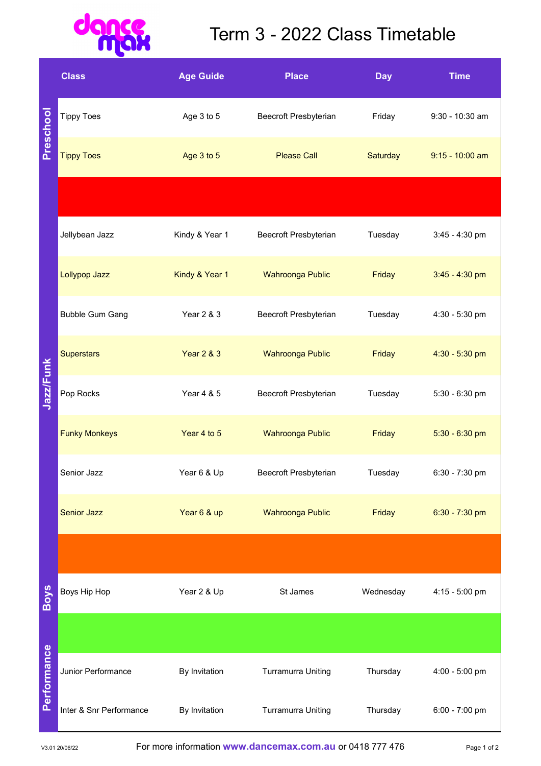# Term 3 - 2022 Class Timetable

| | Class | Age Guide | Place | Day | Time |
|---|---|---|---|---|---|
| **Preschool** | Tippy Toes | Age 3 to 5 | Beecroft Presbyterian | Friday | 9:30 - 10:30 am |
| | Tippy Toes | Age 3 to 5 | Please Call | Saturday | 9:15 - 10:00 am |
| **Jazz/Funk** | Jellybean Jazz | Kindy & Year 1 | Beecroft Presbyterian | Tuesday | 3:45 - 4:30 pm |
| | Lollypop Jazz | Kindy & Year 1 | Wahroonga Public | Friday | 3:45 - 4:30 pm |
| | Bubble Gum Gang | Year 2 & 3 | Beecroft Presbyterian | Tuesday | 4:30 - 5:30 pm |
| | Superstars | Year 2 & 3 | Wahroonga Public | Friday | 4:30 - 5:30 pm |
| | Pop Rocks | Year 4 & 5 | Beecroft Presbyterian | Tuesday | 5:30 - 6:30 pm |
| | Funky Monkeys | Year 4 to 5 | Wahroonga Public | Friday | 5:30 - 6:30 pm |
| | Senior Jazz | Year 6 & Up | Beecroft Presbyterian | Tuesday | 6:30 - 7:30 pm |
| | Senior Jazz | Year 6 & up | Wahroonga Public | Friday | 6:30 - 7:30 pm |
| **Boys** | Boys Hip Hop | Year 2 & Up | St James | Wednesday | 4:15 - 5:00 pm |
| **Performance** | Junior Performance | By Invitation | Turramurra Uniting | Thursday | 4:00 - 5:00 pm |
| | Inter & Snr Performance | By Invitation | Turramurra Uniting | Thursday | 6:00 - 7:00 pm |

V3.01 20/06/22

For more information **www.dancemax.com.au** or 0418 777 476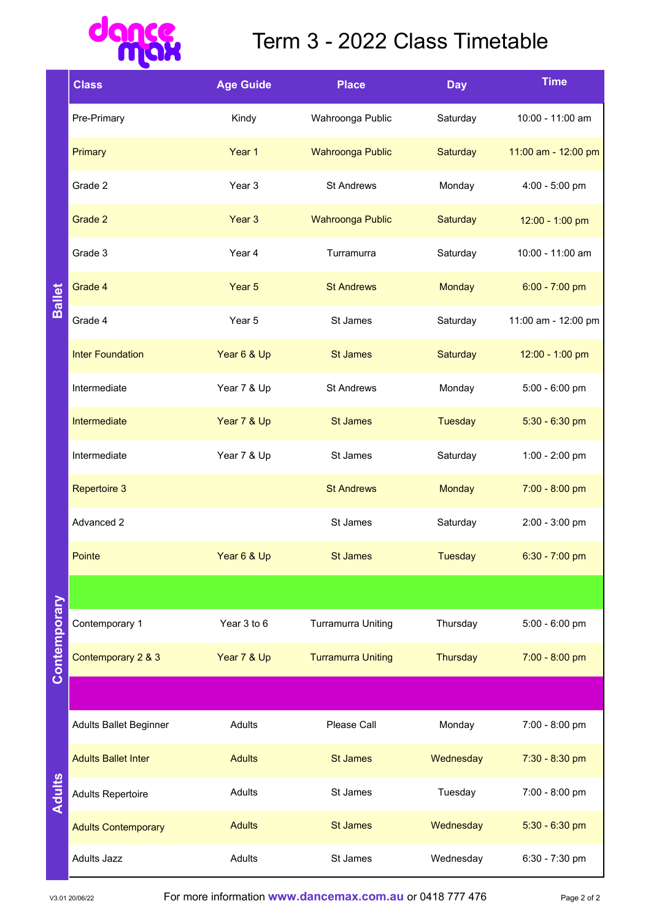# Term 3 - 2022 Class Timetable

| | Class | Age Guide | Place | Day | Time |
|---|---|---|---|---|---|
| Ballet | Pre-Primary | Kindy | Wahroonga Public | Saturday | 10:00 - 11:00 am |
| | Primary | Year 1 | Wahroonga Public | Saturday | 11:00 am - 12:00 pm |
| | Grade 2 | Year 3 | St Andrews | Monday | 4:00 - 5:00 pm |
| | Grade 2 | Year 3 | Wahroonga Public | Saturday | 12:00 - 1:00 pm |
| | Grade 3 | Year 4 | Turramurra | Saturday | 10:00 - 11:00 am |
| | Grade 4 | Year 5 | St Andrews | Monday | 6:00 - 7:00 pm |
| | Grade 4 | Year 5 | St James | Saturday | 11:00 am - 12:00 pm |
| | Inter Foundation | Year 6 & Up | St James | Saturday | 12:00 - 1:00 pm |
| | Intermediate | Year 7 & Up | St Andrews | Monday | 5:00 - 6:00 pm |
| | Intermediate | Year 7 & Up | St James | Tuesday | 5:30 - 6:30 pm |
| | Intermediate | Year 7 & Up | St James | Saturday | 1:00 - 2:00 pm |
| | Repertoire 3 | | St Andrews | Monday | 7:00 - 8:00 pm |
| | Advanced 2 | | St James | Saturday | 2:00 - 3:00 pm |
| | Pointe | Year 6 & Up | St James | Tuesday | 6:30 - 7:00 pm |
| Contemporary | | | | | |
| | Contemporary 1 | Year 3 to 6 | Turramurra Uniting | Thursday | 5:00 - 6:00 pm |
| | Contemporary 2 & 3 | Year 7 & Up | Turramurra Uniting | Thursday | 7:00 - 8:00 pm |
| Adults | | | | | |
| | Adults Ballet Beginner | Adults | Please Call | Monday | 7:00 - 8:00 pm |
| | Adults Ballet Inter | Adults | St James | Wednesday | 7:30 - 8:30 pm |
| | Adults Repertoire | Adults | St James | Tuesday | 7:00 - 8:00 pm |
| | Adults Contemporary | Adults | St James | Wednesday | 5:30 - 6:30 pm |
| | Adults Jazz | Adults | St James | Wednesday | 6:30 - 7:30 pm |

V3.01 20/06/22

For more information **www.dancemax.com.au** or 0418 777 476